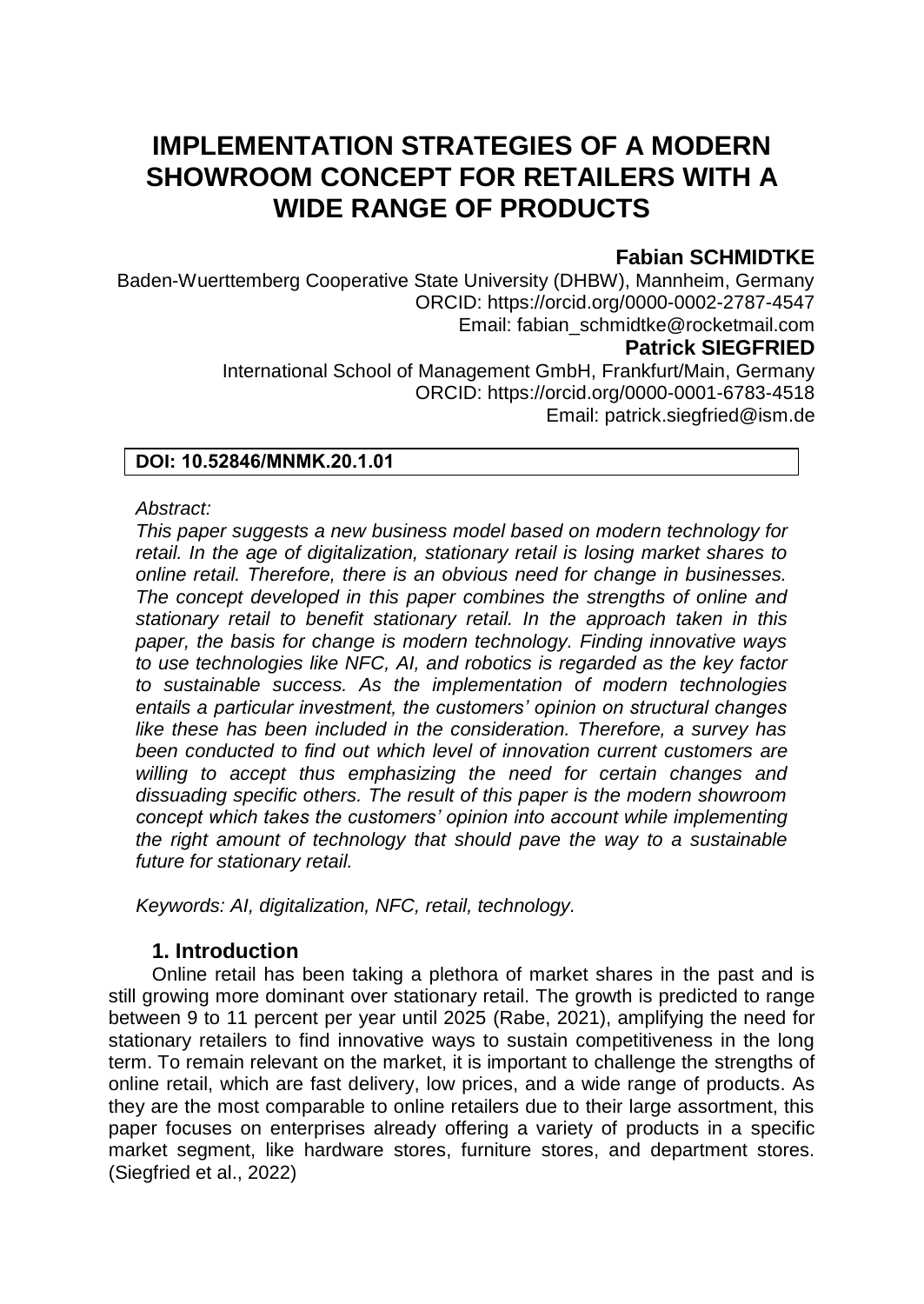# IMPLEMENTATION STRATEGIES OF A MODERN SHOWROOM CONCEPT FOR RETAILERS WITH A WIDE RANGE OF PRODUCTS

**Fabian SCHMIDTKE**

Baden-Wuerttemberg Cooperative State University (DHBW), Mannheim, Germany
ORCID: https://orcid.org/0000-0002-2787-4547
Email: fabian_schmidtke@rocketmail.com

**Patrick SIEGFRIED**

International School of Management GmbH, Frankfurt/Main, Germany
ORCID: https://orcid.org/0000-0001-6783-4518
Email: patrick.siegfried@ism.de

**DOI: 10.52846/MNMK.20.1.01**

*Abstract:*

*This paper suggests a new business model based on modern technology for retail. In the age of digitalization, stationary retail is losing market shares to online retail. Therefore, there is an obvious need for change in businesses. The concept developed in this paper combines the strengths of online and stationary retail to benefit stationary retail. In the approach taken in this paper, the basis for change is modern technology. Finding innovative ways to use technologies like NFC, AI, and robotics is regarded as the key factor to sustainable success. As the implementation of modern technologies entails a particular investment, the customers' opinion on structural changes like these has been included in the consideration. Therefore, a survey has been conducted to find out which level of innovation current customers are willing to accept thus emphasizing the need for certain changes and dissuading specific others. The result of this paper is the modern showroom concept which takes the customers' opinion into account while implementing the right amount of technology that should pave the way to a sustainable future for stationary retail.*

*Keywords: AI, digitalization, NFC, retail, technology.*

## 1. Introduction

Online retail has been taking a plethora of market shares in the past and is still growing more dominant over stationary retail. The growth is predicted to range between 9 to 11 percent per year until 2025 (Rabe, 2021), amplifying the need for stationary retailers to find innovative ways to sustain competitiveness in the long term. To remain relevant on the market, it is important to challenge the strengths of online retail, which are fast delivery, low prices, and a wide range of products. As they are the most comparable to online retailers due to their large assortment, this paper focuses on enterprises already offering a variety of products in a specific market segment, like hardware stores, furniture stores, and department stores. (Siegfried et al., 2022)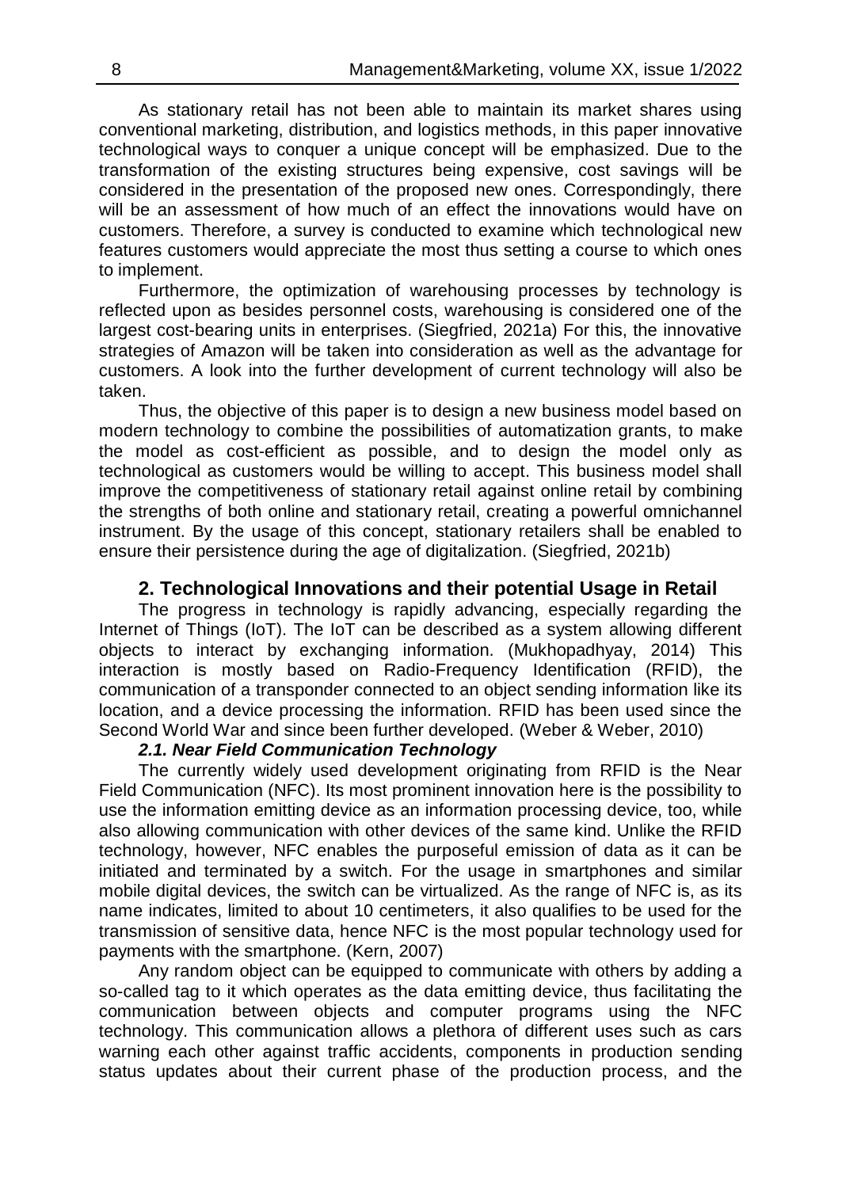As stationary retail has not been able to maintain its market shares using conventional marketing, distribution, and logistics methods, in this paper innovative technological ways to conquer a unique concept will be emphasized. Due to the transformation of the existing structures being expensive, cost savings will be considered in the presentation of the proposed new ones. Correspondingly, there will be an assessment of how much of an effect the innovations would have on customers. Therefore, a survey is conducted to examine which technological new features customers would appreciate the most thus setting a course to which ones to implement.

Furthermore, the optimization of warehousing processes by technology is reflected upon as besides personnel costs, warehousing is considered one of the largest cost-bearing units in enterprises. (Siegfried, 2021a) For this, the innovative strategies of Amazon will be taken into consideration as well as the advantage for customers. A look into the further development of current technology will also be taken.

Thus, the objective of this paper is to design a new business model based on modern technology to combine the possibilities of automatization grants, to make the model as cost-efficient as possible, and to design the model only as technological as customers would be willing to accept. This business model shall improve the competitiveness of stationary retail against online retail by combining the strengths of both online and stationary retail, creating a powerful omnichannel instrument. By the usage of this concept, stationary retailers shall be enabled to ensure their persistence during the age of digitalization. (Siegfried, 2021b)

## 2. Technological Innovations and their potential Usage in Retail

The progress in technology is rapidly advancing, especially regarding the Internet of Things (IoT). The IoT can be described as a system allowing different objects to interact by exchanging information. (Mukhopadhyay, 2014) This interaction is mostly based on Radio-Frequency Identification (RFID), the communication of a transponder connected to an object sending information like its location, and a device processing the information. RFID has been used since the Second World War and since been further developed. (Weber & Weber, 2010)

### *2.1. Near Field Communication Technology*

The currently widely used development originating from RFID is the Near Field Communication (NFC). Its most prominent innovation here is the possibility to use the information emitting device as an information processing device, too, while also allowing communication with other devices of the same kind. Unlike the RFID technology, however, NFC enables the purposeful emission of data as it can be initiated and terminated by a switch. For the usage in smartphones and similar mobile digital devices, the switch can be virtualized. As the range of NFC is, as its name indicates, limited to about 10 centimeters, it also qualifies to be used for the transmission of sensitive data, hence NFC is the most popular technology used for payments with the smartphone. (Kern, 2007)

Any random object can be equipped to communicate with others by adding a so-called tag to it which operates as the data emitting device, thus facilitating the communication between objects and computer programs using the NFC technology. This communication allows a plethora of different uses such as cars warning each other against traffic accidents, components in production sending status updates about their current phase of the production process, and the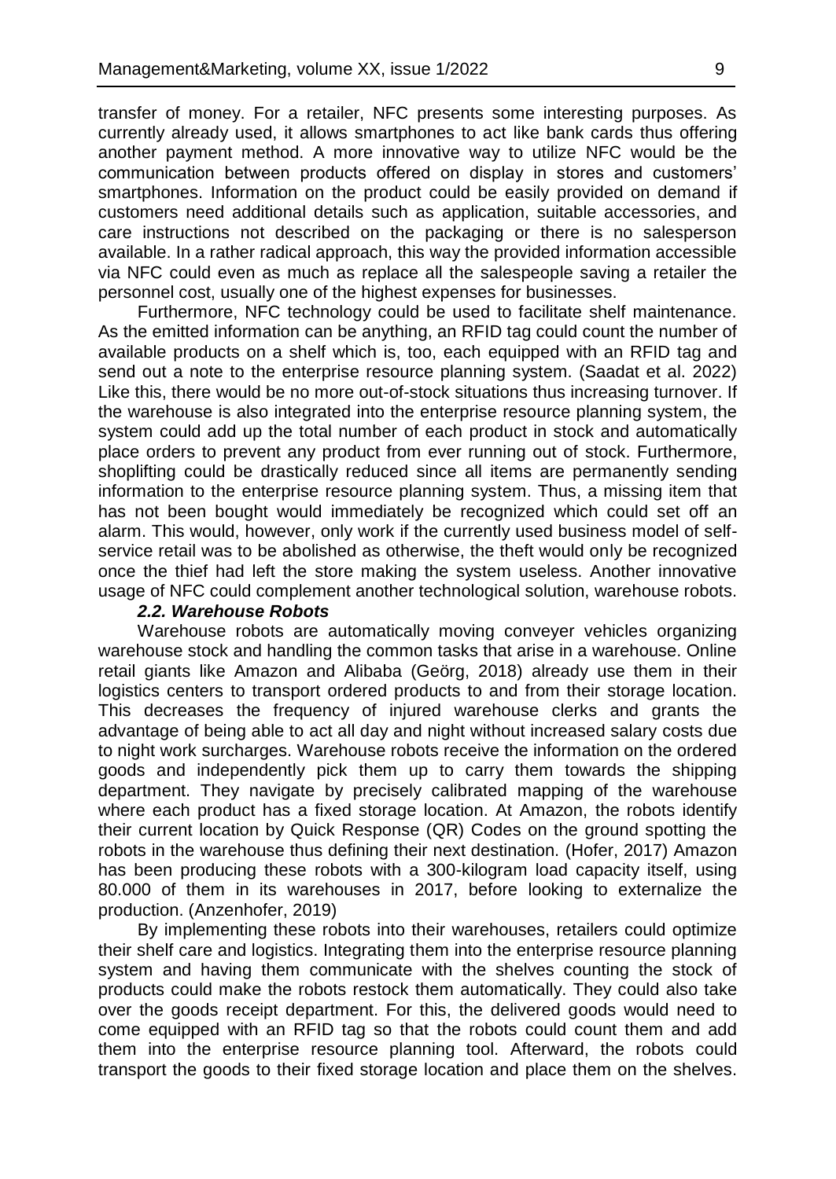transfer of money. For a retailer, NFC presents some interesting purposes. As currently already used, it allows smartphones to act like bank cards thus offering another payment method. A more innovative way to utilize NFC would be the communication between products offered on display in stores and customers' smartphones. Information on the product could be easily provided on demand if customers need additional details such as application, suitable accessories, and care instructions not described on the packaging or there is no salesperson available. In a rather radical approach, this way the provided information accessible via NFC could even as much as replace all the salespeople saving a retailer the personnel cost, usually one of the highest expenses for businesses.

Furthermore, NFC technology could be used to facilitate shelf maintenance. As the emitted information can be anything, an RFID tag could count the number of available products on a shelf which is, too, each equipped with an RFID tag and send out a note to the enterprise resource planning system. (Saadat et al. 2022) Like this, there would be no more out-of-stock situations thus increasing turnover. If the warehouse is also integrated into the enterprise resource planning system, the system could add up the total number of each product in stock and automatically place orders to prevent any product from ever running out of stock. Furthermore, shoplifting could be drastically reduced since all items are permanently sending information to the enterprise resource planning system. Thus, a missing item that has not been bought would immediately be recognized which could set off an alarm. This would, however, only work if the currently used business model of self-service retail was to be abolished as otherwise, the theft would only be recognized once the thief had left the store making the system useless. Another innovative usage of NFC could complement another technological solution, warehouse robots.

### *2.2. Warehouse Robots*

Warehouse robots are automatically moving conveyer vehicles organizing warehouse stock and handling the common tasks that arise in a warehouse. Online retail giants like Amazon and Alibaba (Geörg, 2018) already use them in their logistics centers to transport ordered products to and from their storage location. This decreases the frequency of injured warehouse clerks and grants the advantage of being able to act all day and night without increased salary costs due to night work surcharges. Warehouse robots receive the information on the ordered goods and independently pick them up to carry them towards the shipping department. They navigate by precisely calibrated mapping of the warehouse where each product has a fixed storage location. At Amazon, the robots identify their current location by Quick Response (QR) Codes on the ground spotting the robots in the warehouse thus defining their next destination. (Hofer, 2017) Amazon has been producing these robots with a 300-kilogram load capacity itself, using 80.000 of them in its warehouses in 2017, before looking to externalize the production. (Anzenhofer, 2019)

By implementing these robots into their warehouses, retailers could optimize their shelf care and logistics. Integrating them into the enterprise resource planning system and having them communicate with the shelves counting the stock of products could make the robots restock them automatically. They could also take over the goods receipt department. For this, the delivered goods would need to come equipped with an RFID tag so that the robots could count them and add them into the enterprise resource planning tool. Afterward, the robots could transport the goods to their fixed storage location and place them on the shelves.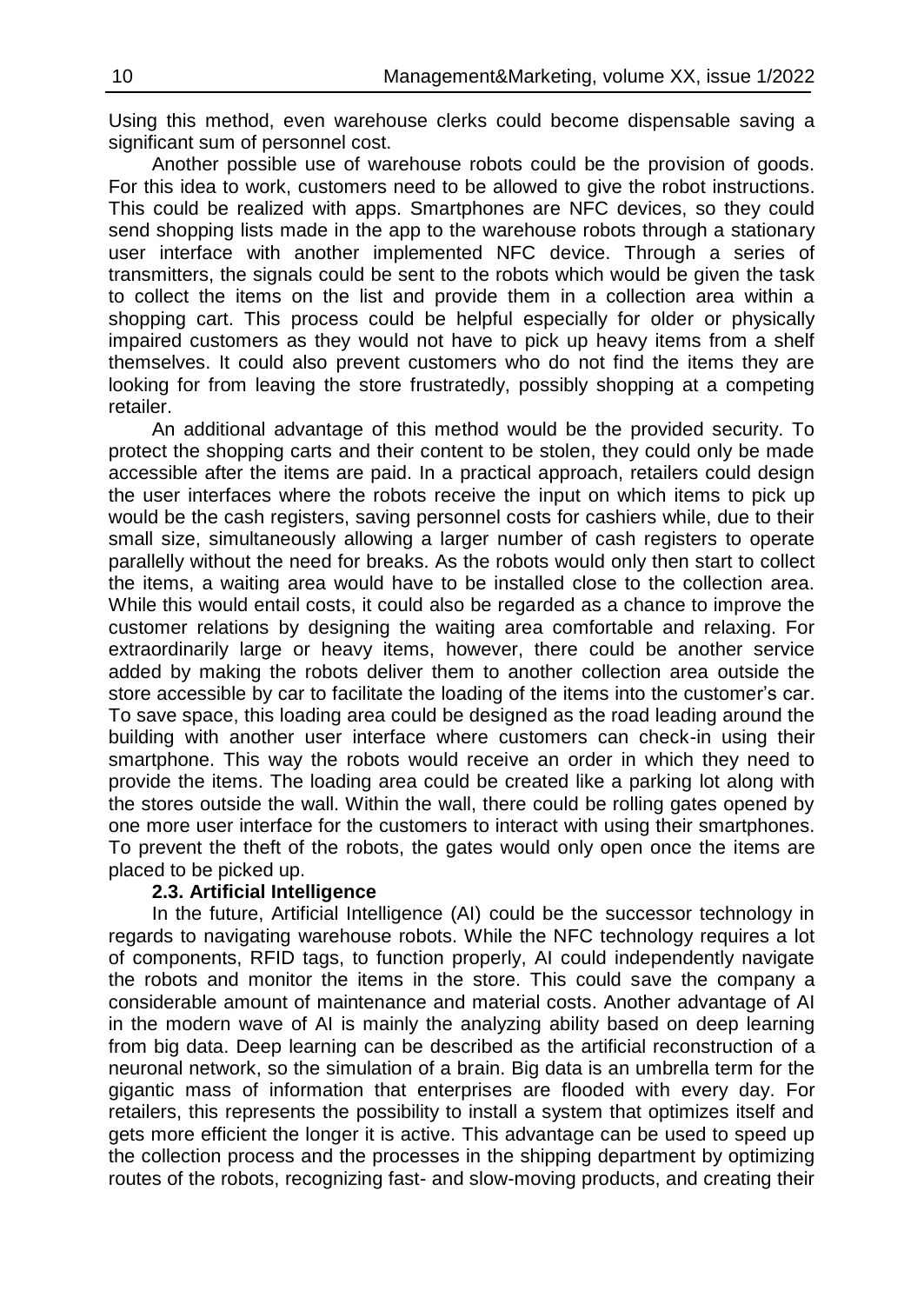Using this method, even warehouse clerks could become dispensable saving a significant sum of personnel cost.

Another possible use of warehouse robots could be the provision of goods. For this idea to work, customers need to be allowed to give the robot instructions. This could be realized with apps. Smartphones are NFC devices, so they could send shopping lists made in the app to the warehouse robots through a stationary user interface with another implemented NFC device. Through a series of transmitters, the signals could be sent to the robots which would be given the task to collect the items on the list and provide them in a collection area within a shopping cart. This process could be helpful especially for older or physically impaired customers as they would not have to pick up heavy items from a shelf themselves. It could also prevent customers who do not find the items they are looking for from leaving the store frustratedly, possibly shopping at a competing retailer.

An additional advantage of this method would be the provided security. To protect the shopping carts and their content to be stolen, they could only be made accessible after the items are paid. In a practical approach, retailers could design the user interfaces where the robots receive the input on which items to pick up would be the cash registers, saving personnel costs for cashiers while, due to their small size, simultaneously allowing a larger number of cash registers to operate parallelly without the need for breaks. As the robots would only then start to collect the items, a waiting area would have to be installed close to the collection area. While this would entail costs, it could also be regarded as a chance to improve the customer relations by designing the waiting area comfortable and relaxing. For extraordinarily large or heavy items, however, there could be another service added by making the robots deliver them to another collection area outside the store accessible by car to facilitate the loading of the items into the customer's car. To save space, this loading area could be designed as the road leading around the building with another user interface where customers can check-in using their smartphone. This way the robots would receive an order in which they need to provide the items. The loading area could be created like a parking lot along with the stores outside the wall. Within the wall, there could be rolling gates opened by one more user interface for the customers to interact with using their smartphones. To prevent the theft of the robots, the gates would only open once the items are placed to be picked up.

### 2.3. Artificial Intelligence

In the future, Artificial Intelligence (AI) could be the successor technology in regards to navigating warehouse robots. While the NFC technology requires a lot of components, RFID tags, to function properly, AI could independently navigate the robots and monitor the items in the store. This could save the company a considerable amount of maintenance and material costs. Another advantage of AI in the modern wave of AI is mainly the analyzing ability based on deep learning from big data. Deep learning can be described as the artificial reconstruction of a neuronal network, so the simulation of a brain. Big data is an umbrella term for the gigantic mass of information that enterprises are flooded with every day. For retailers, this represents the possibility to install a system that optimizes itself and gets more efficient the longer it is active. This advantage can be used to speed up the collection process and the processes in the shipping department by optimizing routes of the robots, recognizing fast- and slow-moving products, and creating their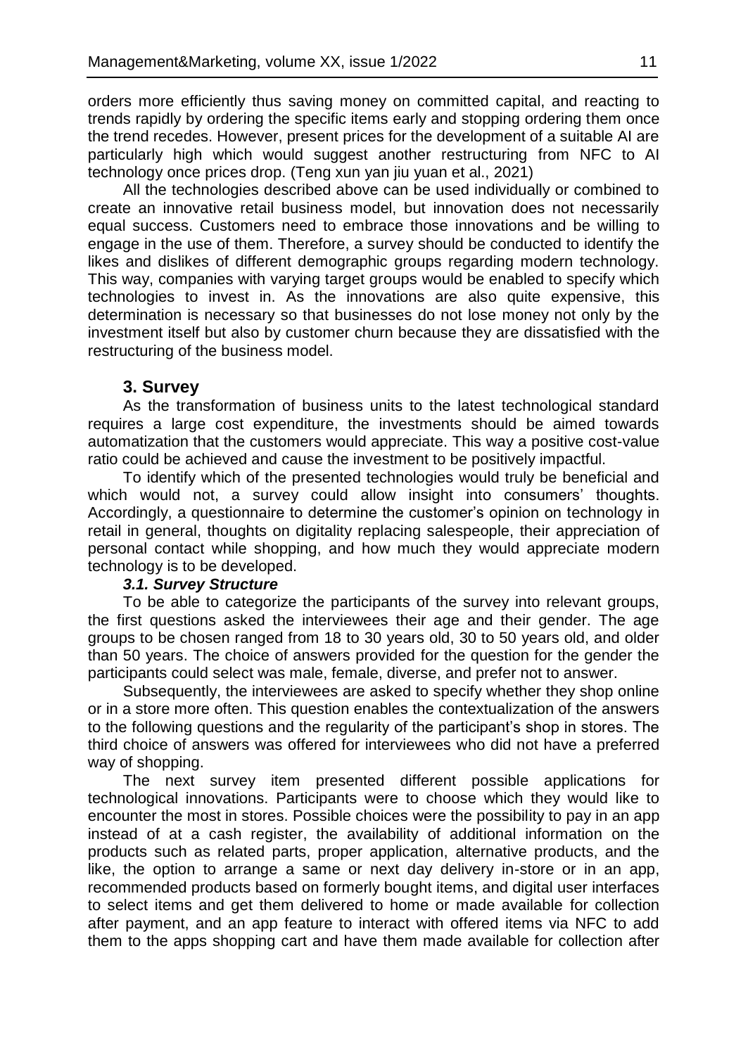orders more efficiently thus saving money on committed capital, and reacting to trends rapidly by ordering the specific items early and stopping ordering them once the trend recedes. However, present prices for the development of a suitable AI are particularly high which would suggest another restructuring from NFC to AI technology once prices drop. (Teng xun yan jiu yuan et al., 2021)

All the technologies described above can be used individually or combined to create an innovative retail business model, but innovation does not necessarily equal success. Customers need to embrace those innovations and be willing to engage in the use of them. Therefore, a survey should be conducted to identify the likes and dislikes of different demographic groups regarding modern technology. This way, companies with varying target groups would be enabled to specify which technologies to invest in. As the innovations are also quite expensive, this determination is necessary so that businesses do not lose money not only by the investment itself but also by customer churn because they are dissatisfied with the restructuring of the business model.

## 3. Survey

As the transformation of business units to the latest technological standard requires a large cost expenditure, the investments should be aimed towards automatization that the customers would appreciate. This way a positive cost-value ratio could be achieved and cause the investment to be positively impactful.

To identify which of the presented technologies would truly be beneficial and which would not, a survey could allow insight into consumers' thoughts. Accordingly, a questionnaire to determine the customer's opinion on technology in retail in general, thoughts on digitality replacing salespeople, their appreciation of personal contact while shopping, and how much they would appreciate modern technology is to be developed.

### *3.1. Survey Structure*

To be able to categorize the participants of the survey into relevant groups, the first questions asked the interviewees their age and their gender. The age groups to be chosen ranged from 18 to 30 years old, 30 to 50 years old, and older than 50 years. The choice of answers provided for the question for the gender the participants could select was male, female, diverse, and prefer not to answer.

Subsequently, the interviewees are asked to specify whether they shop online or in a store more often. This question enables the contextualization of the answers to the following questions and the regularity of the participant's shop in stores. The third choice of answers was offered for interviewees who did not have a preferred way of shopping.

The next survey item presented different possible applications for technological innovations. Participants were to choose which they would like to encounter the most in stores. Possible choices were the possibility to pay in an app instead of at a cash register, the availability of additional information on the products such as related parts, proper application, alternative products, and the like, the option to arrange a same or next day delivery in-store or in an app, recommended products based on formerly bought items, and digital user interfaces to select items and get them delivered to home or made available for collection after payment, and an app feature to interact with offered items via NFC to add them to the apps shopping cart and have them made available for collection after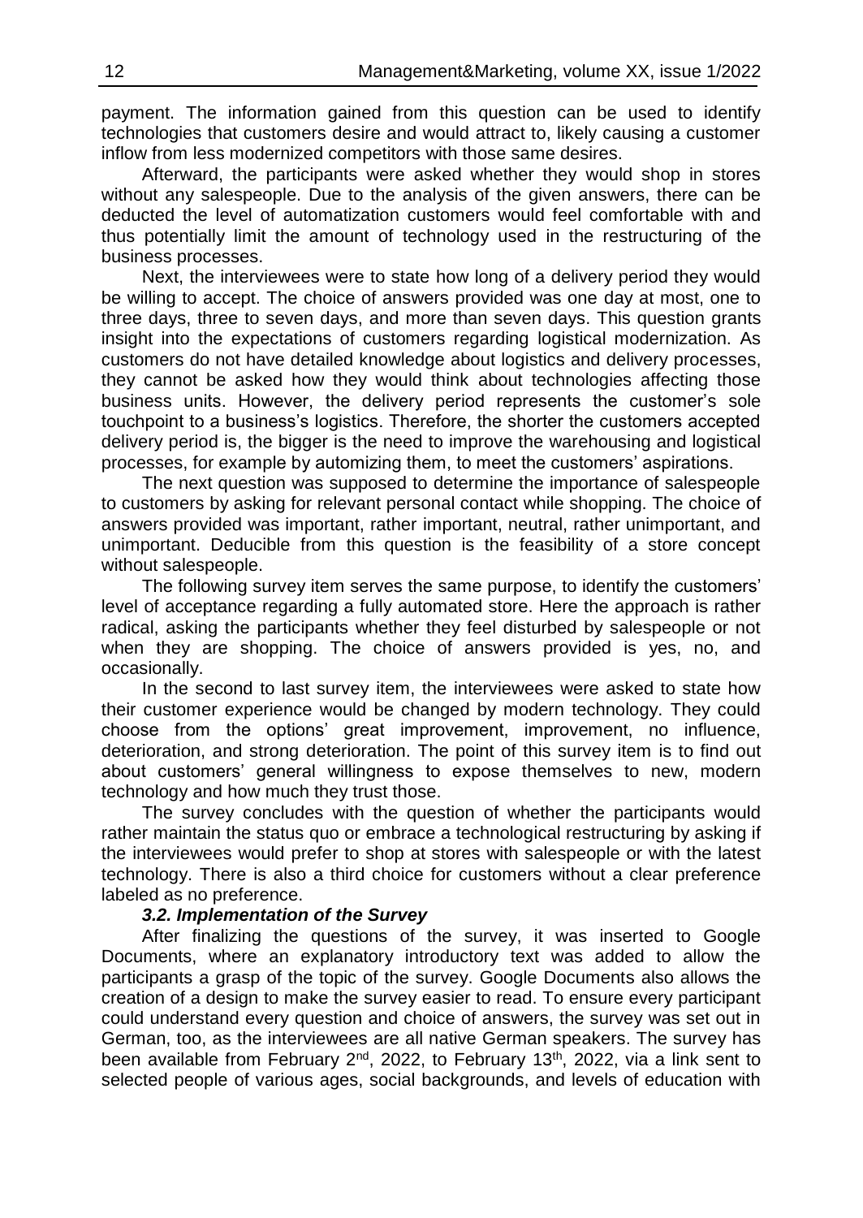payment. The information gained from this question can be used to identify technologies that customers desire and would attract to, likely causing a customer inflow from less modernized competitors with those same desires.

Afterward, the participants were asked whether they would shop in stores without any salespeople. Due to the analysis of the given answers, there can be deducted the level of automatization customers would feel comfortable with and thus potentially limit the amount of technology used in the restructuring of the business processes.

Next, the interviewees were to state how long of a delivery period they would be willing to accept. The choice of answers provided was one day at most, one to three days, three to seven days, and more than seven days. This question grants insight into the expectations of customers regarding logistical modernization. As customers do not have detailed knowledge about logistics and delivery processes, they cannot be asked how they would think about technologies affecting those business units. However, the delivery period represents the customer's sole touchpoint to a business's logistics. Therefore, the shorter the customers accepted delivery period is, the bigger is the need to improve the warehousing and logistical processes, for example by automizing them, to meet the customers' aspirations.

The next question was supposed to determine the importance of salespeople to customers by asking for relevant personal contact while shopping. The choice of answers provided was important, rather important, neutral, rather unimportant, and unimportant. Deducible from this question is the feasibility of a store concept without salespeople.

The following survey item serves the same purpose, to identify the customers' level of acceptance regarding a fully automated store. Here the approach is rather radical, asking the participants whether they feel disturbed by salespeople or not when they are shopping. The choice of answers provided is yes, no, and occasionally.

In the second to last survey item, the interviewees were asked to state how their customer experience would be changed by modern technology. They could choose from the options' great improvement, improvement, no influence, deterioration, and strong deterioration. The point of this survey item is to find out about customers' general willingness to expose themselves to new, modern technology and how much they trust those.

The survey concludes with the question of whether the participants would rather maintain the status quo or embrace a technological restructuring by asking if the interviewees would prefer to shop at stores with salespeople or with the latest technology. There is also a third choice for customers without a clear preference labeled as no preference.

### *3.2. Implementation of the Survey*

After finalizing the questions of the survey, it was inserted to Google Documents, where an explanatory introductory text was added to allow the participants a grasp of the topic of the survey. Google Documents also allows the creation of a design to make the survey easier to read. To ensure every participant could understand every question and choice of answers, the survey was set out in German, too, as the interviewees are all native German speakers. The survey has been available from February 2nd, 2022, to February 13th, 2022, via a link sent to selected people of various ages, social backgrounds, and levels of education with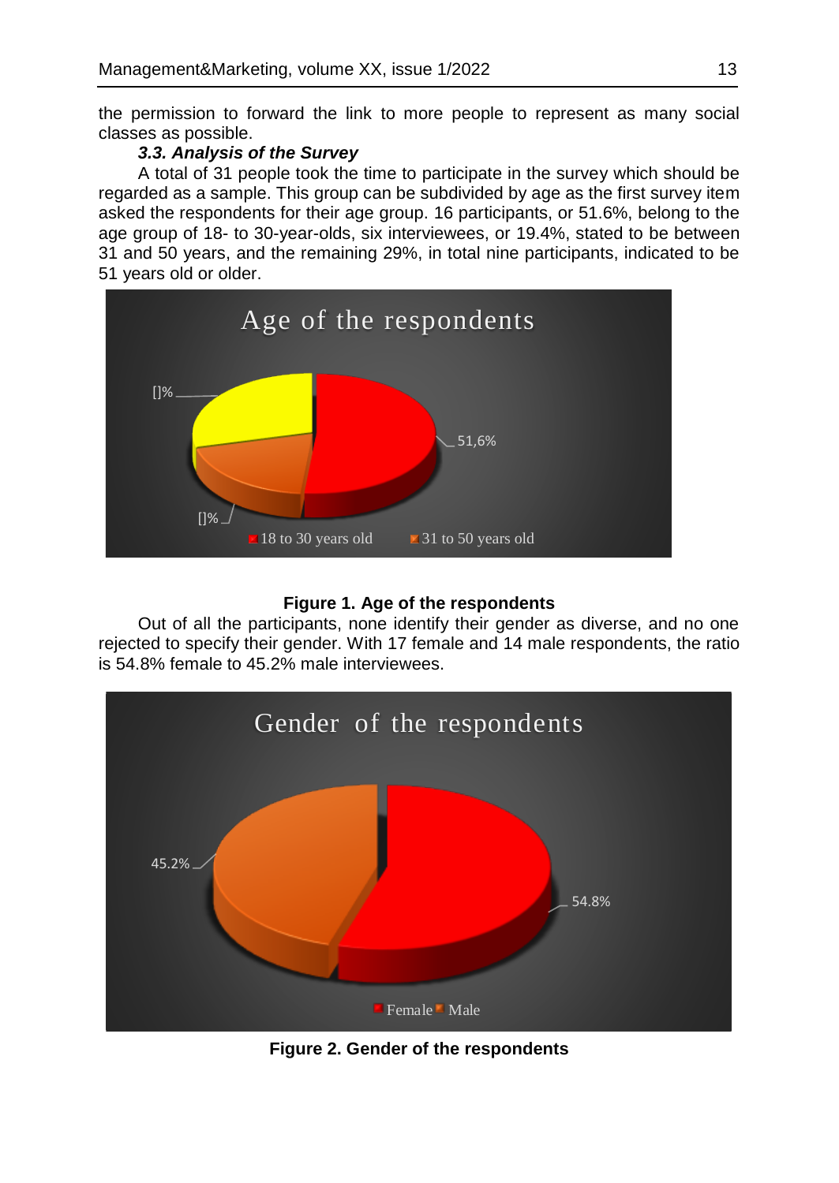the permission to forward the link to more people to represent as many social classes as possible.

### *3.3. Analysis of the Survey*

A total of 31 people took the time to participate in the survey which should be regarded as a sample. This group can be subdivided by age as the first survey item asked the respondents for their age group. 16 participants, or 51.6%, belong to the age group of 18- to 30-year-olds, six interviewees, or 19.4%, stated to be between 31 and 50 years, and the remaining 29%, in total nine participants, indicated to be 51 years old or older.

**Figure 1. Age of the respondents**

Out of all the participants, none identify their gender as diverse, and no one rejected to specify their gender. With 17 female and 14 male respondents, the ratio is 54.8% female to 45.2% male interviewees.

**Figure 2. Gender of the respondents**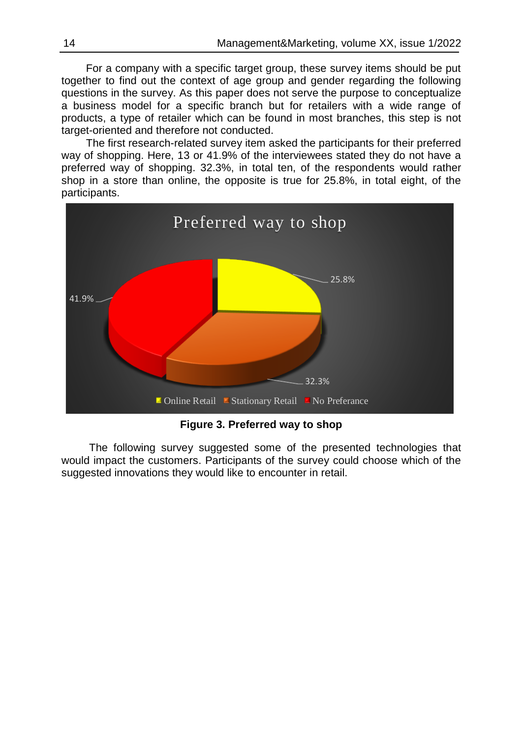For a company with a specific target group, these survey items should be put together to find out the context of age group and gender regarding the following questions in the survey. As this paper does not serve the purpose to conceptualize a business model for a specific branch but for retailers with a wide range of products, a type of retailer which can be found in most branches, this step is not target-oriented and therefore not conducted.

The first research-related survey item asked the participants for their preferred way of shopping. Here, 13 or 41.9% of the interviewees stated they do not have a preferred way of shopping. 32.3%, in total ten, of the respondents would rather shop in a store than online, the opposite is true for 25.8%, in total eight, of the participants.

**Figure 3. Preferred way to shop**

The following survey suggested some of the presented technologies that would impact the customers. Participants of the survey could choose which of the suggested innovations they would like to encounter in retail.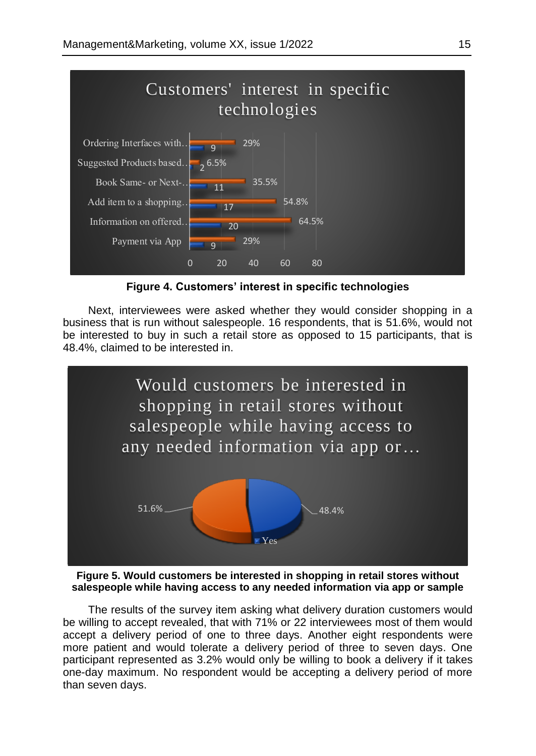**Figure 4. Customers' interest in specific technologies**

Next, interviewees were asked whether they would consider shopping in a business that is run without salespeople. 16 respondents, that is 51.6%, would not be interested to buy in such a retail store as opposed to 15 participants, that is 48.4%, claimed to be interested in.

**Figure 5. Would customers be interested in shopping in retail stores without salespeople while having access to any needed information via app or sample**

The results of the survey item asking what delivery duration customers would be willing to accept revealed, that with 71% or 22 interviewees most of them would accept a delivery period of one to three days. Another eight respondents were more patient and would tolerate a delivery period of three to seven days. One participant represented as 3.2% would only be willing to book a delivery if it takes one-day maximum. No respondent would be accepting a delivery period of more than seven days.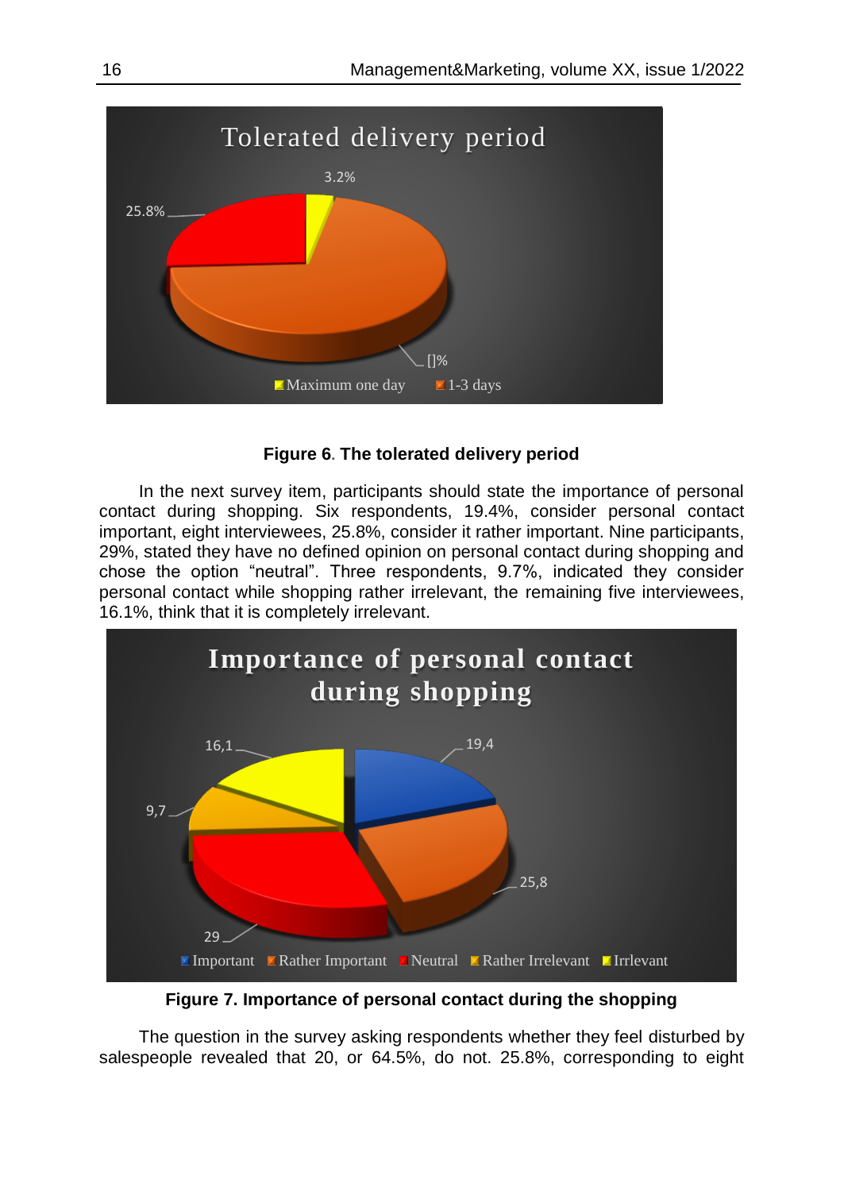**Figure 6. The tolerated delivery period**

In the next survey item, participants should state the importance of personal contact during shopping. Six respondents, 19.4%, consider personal contact important, eight interviewees, 25.8%, consider it rather important. Nine participants, 29%, stated they have no defined opinion on personal contact during shopping and chose the option “neutral”. Three respondents, 9.7%, indicated they consider personal contact while shopping rather irrelevant, the remaining five interviewees, 16.1%, think that it is completely irrelevant.

**Figure 7. Importance of personal contact during the shopping**

The question in the survey asking respondents whether they feel disturbed by salespeople revealed that 20, or 64.5%, do not. 25.8%, corresponding to eight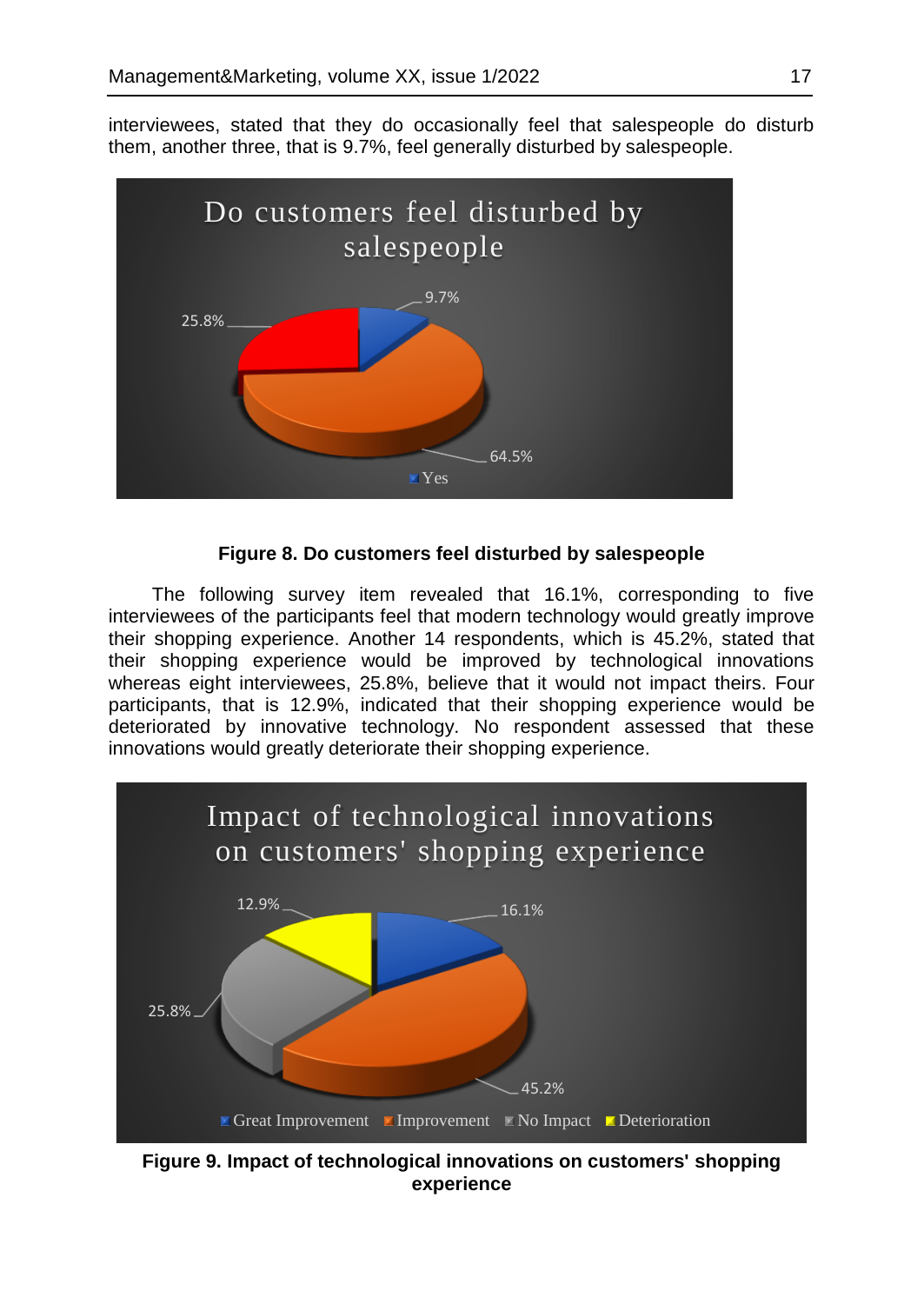interviewees, stated that they do occasionally feel that salespeople do disturb them, another three, that is 9.7%, feel generally disturbed by salespeople.

**Figure 8. Do customers feel disturbed by salespeople**

The following survey item revealed that 16.1%, corresponding to five interviewees of the participants feel that modern technology would greatly improve their shopping experience. Another 14 respondents, which is 45.2%, stated that their shopping experience would be improved by technological innovations whereas eight interviewees, 25.8%, believe that it would not impact theirs. Four participants, that is 12.9%, indicated that their shopping experience would be deteriorated by innovative technology. No respondent assessed that these innovations would greatly deteriorate their shopping experience.

**Figure 9. Impact of technological innovations on customers' shopping experience**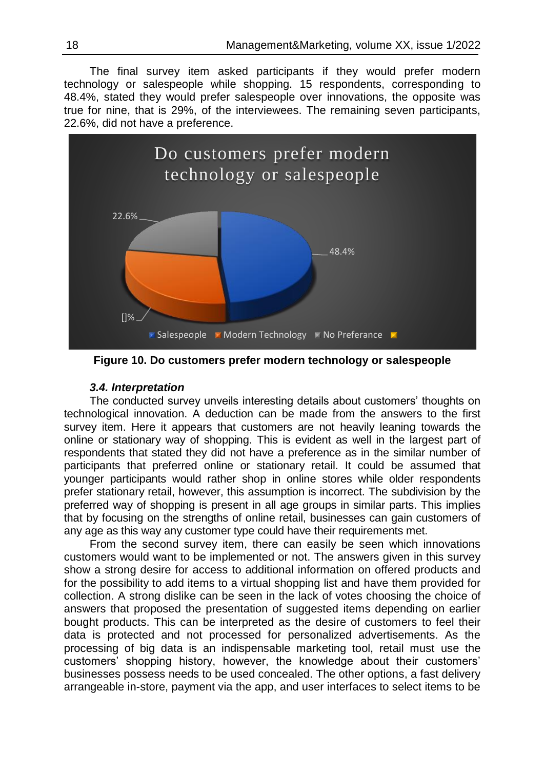The final survey item asked participants if they would prefer modern technology or salespeople while shopping. 15 respondents, corresponding to 48.4%, stated they would prefer salespeople over innovations, the opposite was true for nine, that is 29%, of the interviewees. The remaining seven participants, 22.6%, did not have a preference.

**Figure 10. Do customers prefer modern technology or salespeople**

#### *3.4. Interpretation*

The conducted survey unveils interesting details about customers' thoughts on technological innovation. A deduction can be made from the answers to the first survey item. Here it appears that customers are not heavily leaning towards the online or stationary way of shopping. This is evident as well in the largest part of respondents that stated they did not have a preference as in the similar number of participants that preferred online or stationary retail. It could be assumed that younger participants would rather shop in online stores while older respondents prefer stationary retail, however, this assumption is incorrect. The subdivision by the preferred way of shopping is present in all age groups in similar parts. This implies that by focusing on the strengths of online retail, businesses can gain customers of any age as this way any customer type could have their requirements met.

From the second survey item, there can easily be seen which innovations customers would want to be implemented or not. The answers given in this survey show a strong desire for access to additional information on offered products and for the possibility to add items to a virtual shopping list and have them provided for collection. A strong dislike can be seen in the lack of votes choosing the choice of answers that proposed the presentation of suggested items depending on earlier bought products. This can be interpreted as the desire of customers to feel their data is protected and not processed for personalized advertisements. As the processing of big data is an indispensable marketing tool, retail must use the customers' shopping history, however, the knowledge about their customers' businesses possess needs to be used concealed. The other options, a fast delivery arrangeable in-store, payment via the app, and user interfaces to select items to be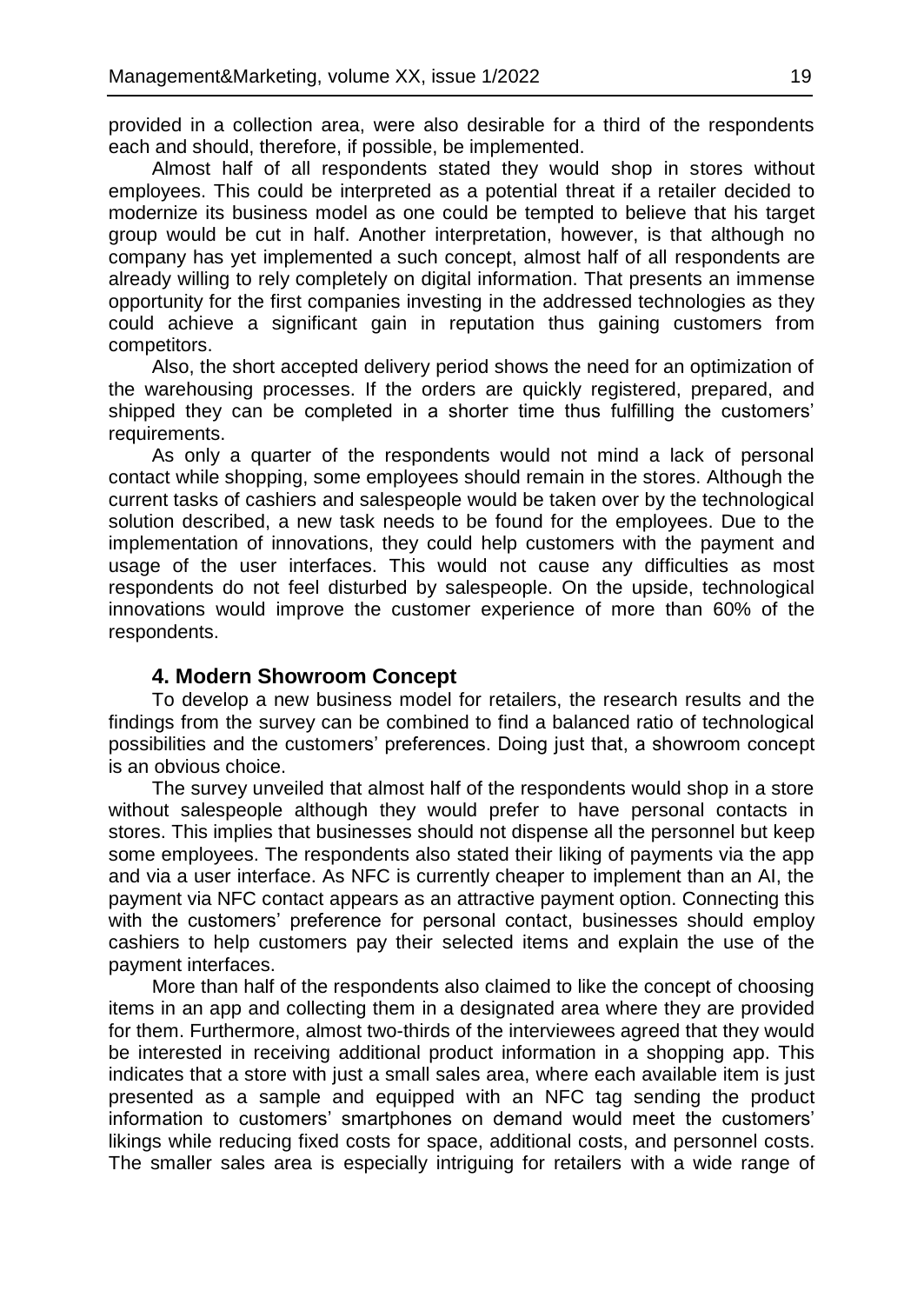provided in a collection area, were also desirable for a third of the respondents each and should, therefore, if possible, be implemented.

Almost half of all respondents stated they would shop in stores without employees. This could be interpreted as a potential threat if a retailer decided to modernize its business model as one could be tempted to believe that his target group would be cut in half. Another interpretation, however, is that although no company has yet implemented a such concept, almost half of all respondents are already willing to rely completely on digital information. That presents an immense opportunity for the first companies investing in the addressed technologies as they could achieve a significant gain in reputation thus gaining customers from competitors.

Also, the short accepted delivery period shows the need for an optimization of the warehousing processes. If the orders are quickly registered, prepared, and shipped they can be completed in a shorter time thus fulfilling the customers' requirements.

As only a quarter of the respondents would not mind a lack of personal contact while shopping, some employees should remain in the stores. Although the current tasks of cashiers and salespeople would be taken over by the technological solution described, a new task needs to be found for the employees. Due to the implementation of innovations, they could help customers with the payment and usage of the user interfaces. This would not cause any difficulties as most respondents do not feel disturbed by salespeople. On the upside, technological innovations would improve the customer experience of more than 60% of the respondents.

## 4. Modern Showroom Concept

To develop a new business model for retailers, the research results and the findings from the survey can be combined to find a balanced ratio of technological possibilities and the customers' preferences. Doing just that, a showroom concept is an obvious choice.

The survey unveiled that almost half of the respondents would shop in a store without salespeople although they would prefer to have personal contacts in stores. This implies that businesses should not dispense all the personnel but keep some employees. The respondents also stated their liking of payments via the app and via a user interface. As NFC is currently cheaper to implement than an AI, the payment via NFC contact appears as an attractive payment option. Connecting this with the customers' preference for personal contact, businesses should employ cashiers to help customers pay their selected items and explain the use of the payment interfaces.

More than half of the respondents also claimed to like the concept of choosing items in an app and collecting them in a designated area where they are provided for them. Furthermore, almost two-thirds of the interviewees agreed that they would be interested in receiving additional product information in a shopping app. This indicates that a store with just a small sales area, where each available item is just presented as a sample and equipped with an NFC tag sending the product information to customers' smartphones on demand would meet the customers' likings while reducing fixed costs for space, additional costs, and personnel costs. The smaller sales area is especially intriguing for retailers with a wide range of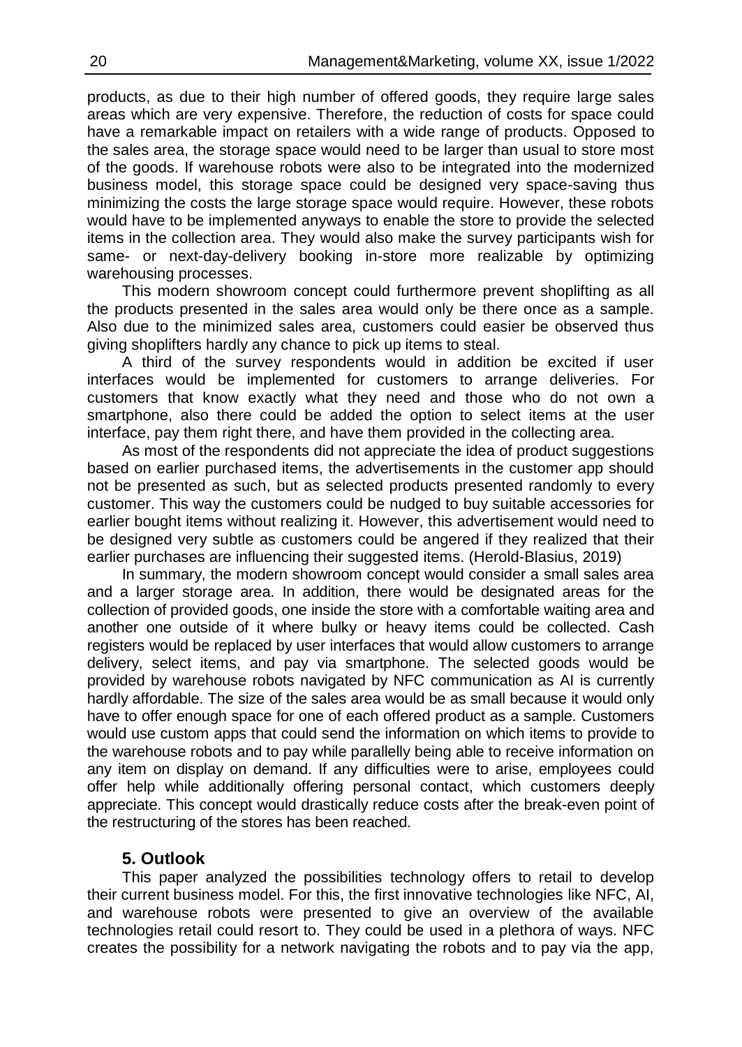products, as due to their high number of offered goods, they require large sales areas which are very expensive. Therefore, the reduction of costs for space could have a remarkable impact on retailers with a wide range of products. Opposed to the sales area, the storage space would need to be larger than usual to store most of the goods. If warehouse robots were also to be integrated into the modernized business model, this storage space could be designed very space-saving thus minimizing the costs the large storage space would require. However, these robots would have to be implemented anyways to enable the store to provide the selected items in the collection area. They would also make the survey participants wish for same- or next-day-delivery booking in-store more realizable by optimizing warehousing processes.

This modern showroom concept could furthermore prevent shoplifting as all the products presented in the sales area would only be there once as a sample. Also due to the minimized sales area, customers could easier be observed thus giving shoplifters hardly any chance to pick up items to steal.

A third of the survey respondents would in addition be excited if user interfaces would be implemented for customers to arrange deliveries. For customers that know exactly what they need and those who do not own a smartphone, also there could be added the option to select items at the user interface, pay them right there, and have them provided in the collecting area.

As most of the respondents did not appreciate the idea of product suggestions based on earlier purchased items, the advertisements in the customer app should not be presented as such, but as selected products presented randomly to every customer. This way the customers could be nudged to buy suitable accessories for earlier bought items without realizing it. However, this advertisement would need to be designed very subtle as customers could be angered if they realized that their earlier purchases are influencing their suggested items. (Herold-Blasius, 2019)

In summary, the modern showroom concept would consider a small sales area and a larger storage area. In addition, there would be designated areas for the collection of provided goods, one inside the store with a comfortable waiting area and another one outside of it where bulky or heavy items could be collected. Cash registers would be replaced by user interfaces that would allow customers to arrange delivery, select items, and pay via smartphone. The selected goods would be provided by warehouse robots navigated by NFC communication as AI is currently hardly affordable. The size of the sales area would be as small because it would only have to offer enough space for one of each offered product as a sample. Customers would use custom apps that could send the information on which items to provide to the warehouse robots and to pay while parallelly being able to receive information on any item on display on demand. If any difficulties were to arise, employees could offer help while additionally offering personal contact, which customers deeply appreciate. This concept would drastically reduce costs after the break-even point of the restructuring of the stores has been reached.

## 5. Outlook

This paper analyzed the possibilities technology offers to retail to develop their current business model. For this, the first innovative technologies like NFC, AI, and warehouse robots were presented to give an overview of the available technologies retail could resort to. They could be used in a plethora of ways. NFC creates the possibility for a network navigating the robots and to pay via the app,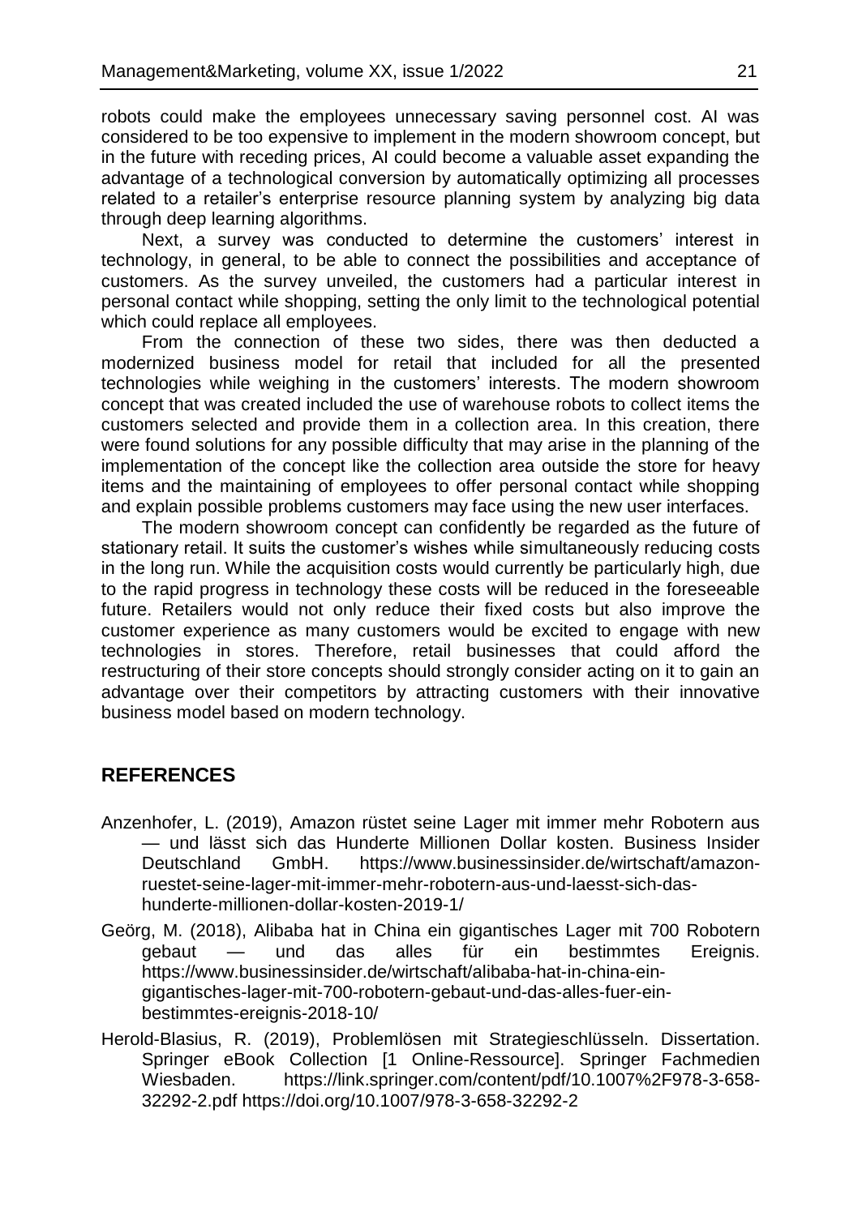robots could make the employees unnecessary saving personnel cost. AI was considered to be too expensive to implement in the modern showroom concept, but in the future with receding prices, AI could become a valuable asset expanding the advantage of a technological conversion by automatically optimizing all processes related to a retailer's enterprise resource planning system by analyzing big data through deep learning algorithms.

Next, a survey was conducted to determine the customers' interest in technology, in general, to be able to connect the possibilities and acceptance of customers. As the survey unveiled, the customers had a particular interest in personal contact while shopping, setting the only limit to the technological potential which could replace all employees.

From the connection of these two sides, there was then deducted a modernized business model for retail that included for all the presented technologies while weighing in the customers' interests. The modern showroom concept that was created included the use of warehouse robots to collect items the customers selected and provide them in a collection area. In this creation, there were found solutions for any possible difficulty that may arise in the planning of the implementation of the concept like the collection area outside the store for heavy items and the maintaining of employees to offer personal contact while shopping and explain possible problems customers may face using the new user interfaces.

The modern showroom concept can confidently be regarded as the future of stationary retail. It suits the customer's wishes while simultaneously reducing costs in the long run. While the acquisition costs would currently be particularly high, due to the rapid progress in technology these costs will be reduced in the foreseeable future. Retailers would not only reduce their fixed costs but also improve the customer experience as many customers would be excited to engage with new technologies in stores. Therefore, retail businesses that could afford the restructuring of their store concepts should strongly consider acting on it to gain an advantage over their competitors by attracting customers with their innovative business model based on modern technology.

## REFERENCES

Anzenhofer, L. (2019), Amazon rüstet seine Lager mit immer mehr Robotern aus — und lässt sich das Hunderte Millionen Dollar kosten. Business Insider Deutschland GmbH. https://www.businessinsider.de/wirtschaft/amazon-ruestet-seine-lager-mit-immer-mehr-robotern-aus-und-laesst-sich-das-hunderte-millionen-dollar-kosten-2019-1/

Geörg, M. (2018), Alibaba hat in China ein gigantisches Lager mit 700 Robotern gebaut — und das alles für ein bestimmtes Ereignis. https://www.businessinsider.de/wirtschaft/alibaba-hat-in-china-ein-gigantisches-lager-mit-700-robotern-gebaut-und-das-alles-fuer-ein-bestimmtes-ereignis-2018-10/

Herold-Blasius, R. (2019), Problemlösen mit Strategieschlüsseln. Dissertation. Springer eBook Collection [1 Online-Ressource]. Springer Fachmedien Wiesbaden. https://link.springer.com/content/pdf/10.1007%2F978-3-658-32292-2.pdf https://doi.org/10.1007/978-3-658-32292-2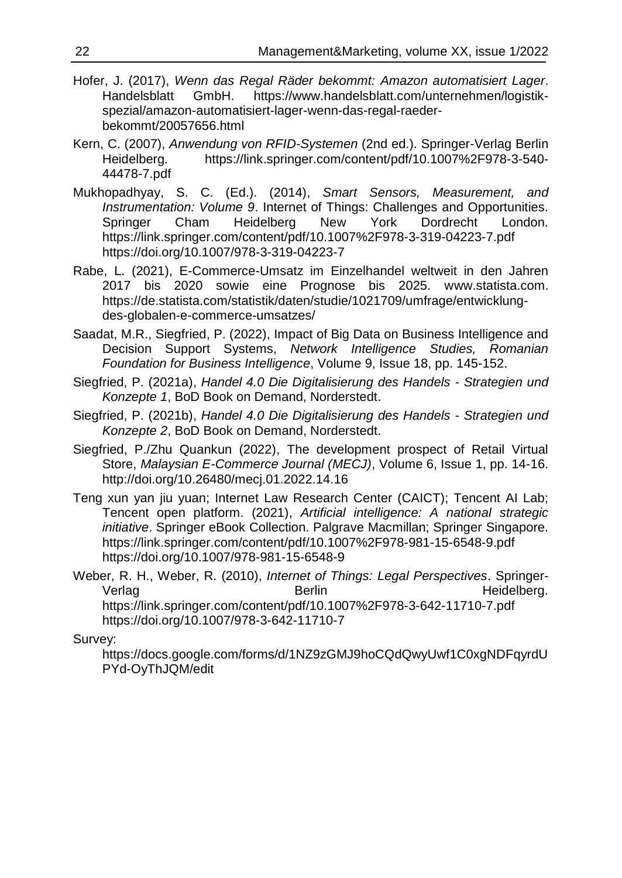Hofer, J. (2017), *Wenn das Regal Räder bekommt: Amazon automatisiert Lager*. Handelsblatt GmbH. https://www.handelsblatt.com/unternehmen/logistik-spezial/amazon-automatisiert-lager-wenn-das-regal-raeder-bekommt/20057656.html

Kern, C. (2007), *Anwendung von RFID-Systemen* (2nd ed.). Springer-Verlag Berlin Heidelberg. https://link.springer.com/content/pdf/10.1007%2F978-3-540-44478-7.pdf

Mukhopadhyay, S. C. (Ed.). (2014), *Smart Sensors, Measurement, and Instrumentation: Volume 9*. Internet of Things: Challenges and Opportunities. Springer Cham Heidelberg New York Dordrecht London. https://link.springer.com/content/pdf/10.1007%2F978-3-319-04223-7.pdf https://doi.org/10.1007/978-3-319-04223-7

Rabe, L. (2021), E-Commerce-Umsatz im Einzelhandel weltweit in den Jahren 2017 bis 2020 sowie eine Prognose bis 2025. www.statista.com. https://de.statista.com/statistik/daten/studie/1021709/umfrage/entwicklung-des-globalen-e-commerce-umsatzes/

Saadat, M.R., Siegfried, P. (2022), Impact of Big Data on Business Intelligence and Decision Support Systems, *Network Intelligence Studies, Romanian Foundation for Business Intelligence*, Volume 9, Issue 18, pp. 145-152.

Siegfried, P. (2021a), *Handel 4.0 Die Digitalisierung des Handels - Strategien und Konzepte 1*, BoD Book on Demand, Norderstedt.

Siegfried, P. (2021b), *Handel 4.0 Die Digitalisierung des Handels - Strategien und Konzepte 2*, BoD Book on Demand, Norderstedt.

Siegfried, P./Zhu Quankun (2022), The development prospect of Retail Virtual Store, *Malaysian E-Commerce Journal (MECJ)*, Volume 6, Issue 1, pp. 14-16. http://doi.org/10.26480/mecj.01.2022.14.16

Teng xun yan jiu yuan; Internet Law Research Center (CAICT); Tencent AI Lab; Tencent open platform. (2021), *Artificial intelligence: A national strategic initiative*. Springer eBook Collection. Palgrave Macmillan; Springer Singapore. https://link.springer.com/content/pdf/10.1007%2F978-981-15-6548-9.pdf https://doi.org/10.1007/978-981-15-6548-9

Weber, R. H., Weber, R. (2010), *Internet of Things: Legal Perspectives*. Springer-Verlag Berlin Heidelberg. https://link.springer.com/content/pdf/10.1007%2F978-3-642-11710-7.pdf https://doi.org/10.1007/978-3-642-11710-7

Survey:

https://docs.google.com/forms/d/1NZ9zGMJ9hoCQdQwyUwf1C0xgNDFqyrdUPYd-OyThJQM/edit